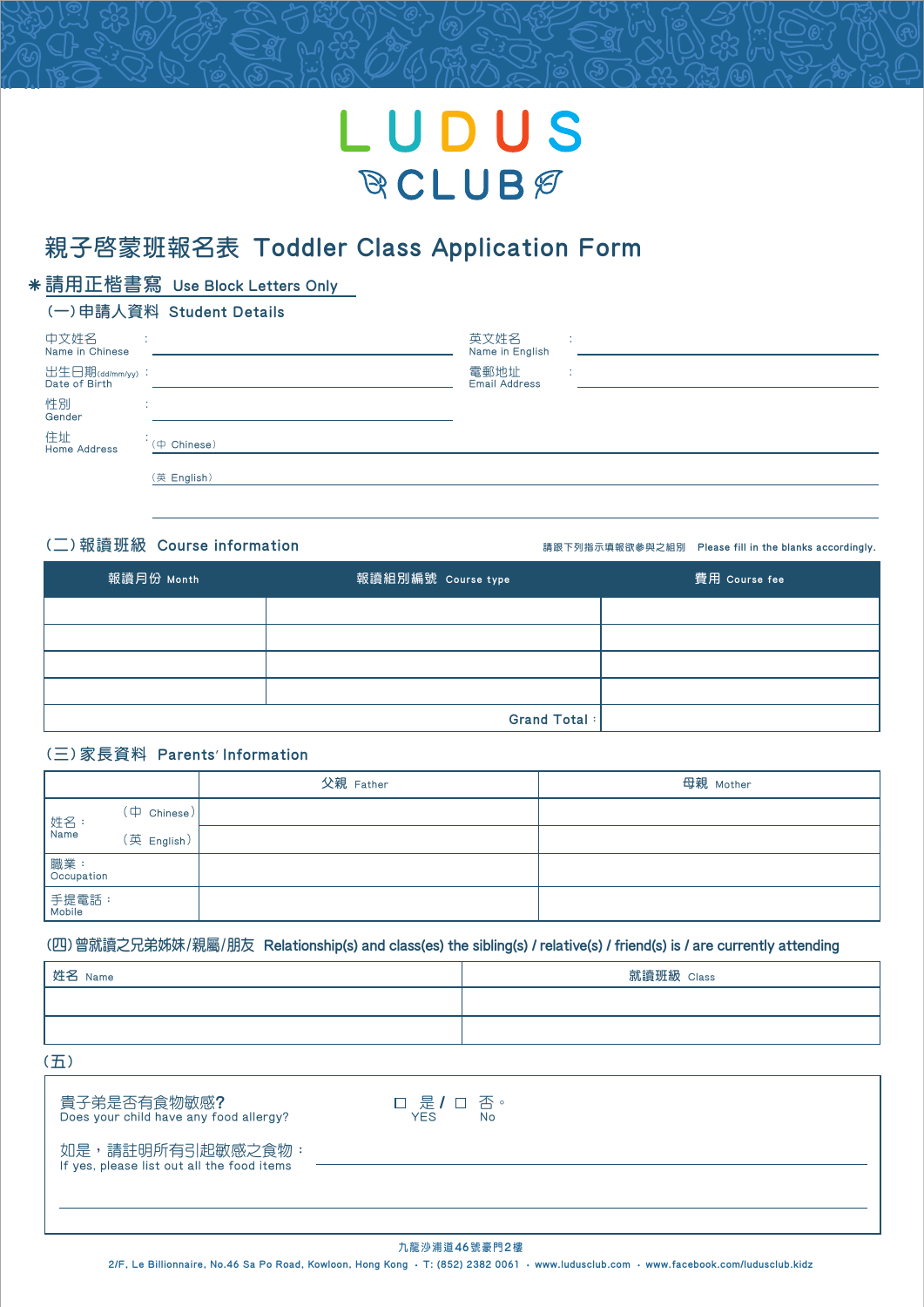# LUDUS CLUB

## 親子啓蒙班報名表 Toddler Class Application Form

**＊請用正楷書寫 Use Block Letters Only**

### (一)申請人資料 Student Details

中文姓名 Name in Chinese : ____________________ 英文姓名 Name in English : ____________________

出生日期(dd/mm/yy) Date of Birth : ____________________ 電郵地址 Email Address : ____________________

性別 Gender : ____________________

住址 Home Address : (中 Chinese) ____________________

(英 English) ____________________

____________________

### (二)報讀班級 Course information

請跟下列指示填報欲參與之組別 Please fill in the blanks accordingly.

| 報讀月份 Month | 報讀組別編號 Course type | 費用 Course fee |
|---|---|---|
| | | |
| | | |
| | | |
| | | |
| | Grand Total : | |

### (三)家長資料 Parents' Information

| | | 父親 Father | 母親 Mother |
|---|---|---|---|
| 姓名： Name | (中 Chinese) | | |
| | (英 English) | | |
| 職業： Occupation | | | |
| 手提電話： Mobile | | | |

### (四)曾就讀之兄弟姊妹/親屬/朋友 Relationship(s) and class(es) the sibling(s) / relative(s) / friend(s) is / are currently attending

| 姓名 Name | 就讀班級 Class |
|---|---|
| | |
| | |

### (五)

貴子弟是否有食物敏感? Does your child have any food allergy? ☐ 是 YES / ☐ 否 No。

如是，請註明所有引起敏感之食物： If yes, please list out all the food items ____________________

____________________

九龍沙浦道46號豪門2樓

2/F, Le Billionnaire, No.46 Sa Po Road, Kowloon, Hong Kong · T: (852) 2382 0061 · www.ludusclub.com · www.facebook.com/ludusclub.kidz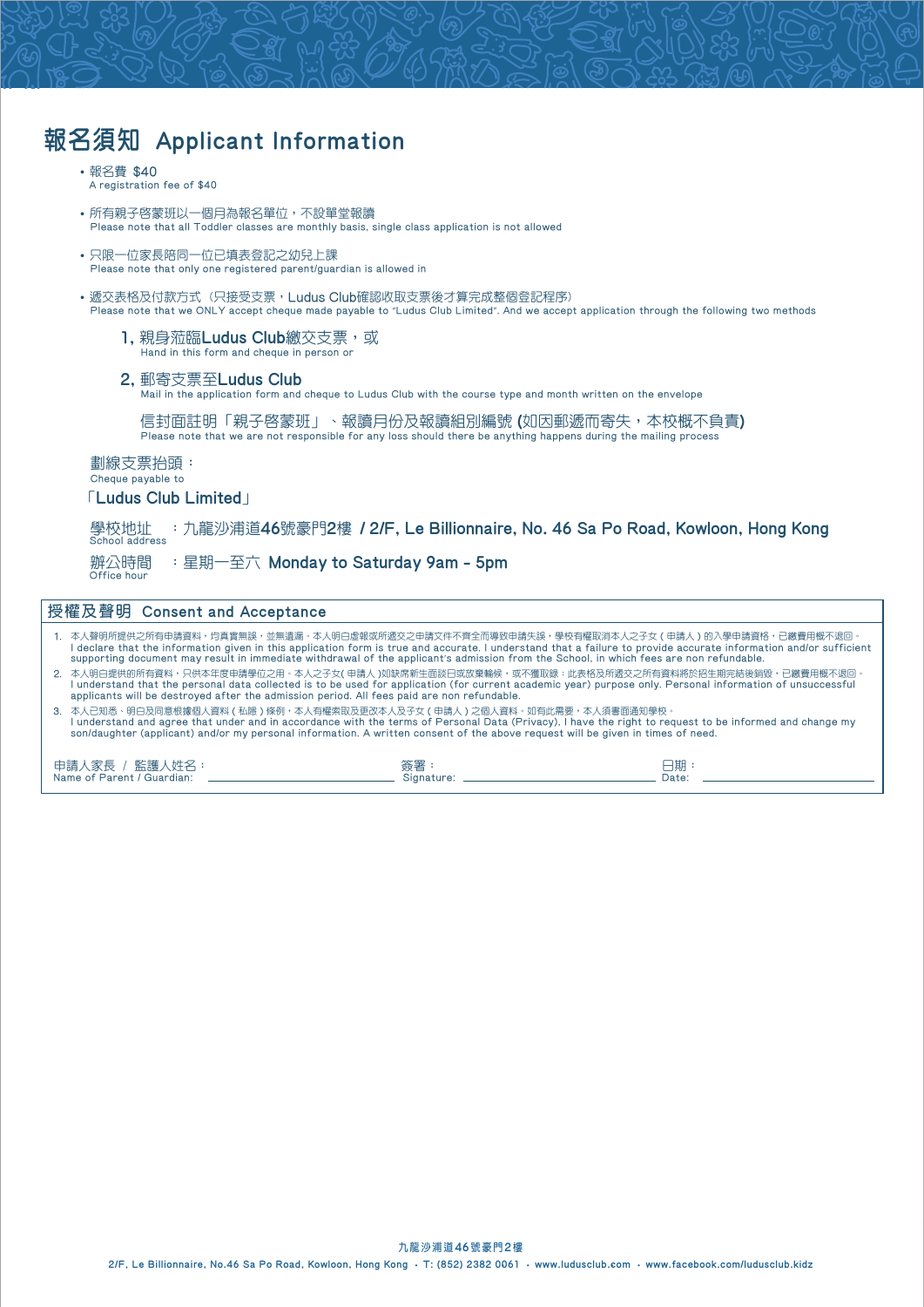# 報名須知 Applicant Information

- 報名費 $40
  A registration fee of $40
- 所有親子啓蒙班以一個月為報名單位，不設單堂報讀
  Please note that all Toddler classes are monthly basis, single class application is not allowed
- 只限一位家長陪同一位已填表登記之幼兒上課
  Please note that only one registered parent/guardian is allowed in
- 遞交表格及付款方式（只接受支票，Ludus Club確認收取支票後才算完成整個登記程序）
  Please note that we ONLY accept cheque made payable to "Ludus Club Limited". And we accept application through the following two methods

  1, 親身蒞臨Ludus Club繳交支票，或
  Hand in this form and cheque in person or

  2, 郵寄支票至Ludus Club
  Mail in the application form and cheque to Ludus Club with the course type and month written on the envelope

  信封面註明「親子啓蒙班」、報讀月份及報讀組別編號 (如因郵遞而寄失，本校概不負責)
  Please note that we are not responsible for any loss should there be anything happens during the mailing process

劃線支票抬頭：
Cheque payable to

**「Ludus Club Limited」**

學校地址 School address ：九龍沙浦道46號豪門2樓 / 2/F, Le Billionnaire, No. 46 Sa Po Road, Kowloon, Hong Kong

辦公時間 Office hour ：星期一至六 Monday to Saturday 9am - 5pm

## 授權及聲明 Consent and Acceptance

1. 本人聲明所提供之所有申請資料，均真實無誤，並無遺漏。本人明白虛報或所遞交之申請文件不齊全而導致申請失誤，學校有權取消本人之子女（申請人）的入學申請資格，已繳費用概不退回。
   I declare that the information given in this application form is true and accurate. I understand that a failure to provide accurate information and/or sufficient supporting document may result in immediate withdrawal of the applicant's admission from the School, in which fees are non refundable.
2. 本人明白提供的所有資料，只供本年度申請學位之用。本人之子女(申請人)如缺席新生面談日或放棄輪候，或不獲取錄：此表格及所遞交之所有資料將於招生期完結後銷毀，已繳費用概不退回。
   I understand that the personal data collected is to be used for application (for current academic year) purpose only. Personal information of unsuccessful applicants will be destroyed after the admission period. All fees paid are non refundable.
3. 本人已知悉、明白及同意根據個人資料（私隱）條例，本人有權索取及更改本人及子女（申請人）之個人資料。如有此需要，本人須書面通知學校。
   I understand and agree that under and in accordance with the terms of Personal Data (Privacy), I have the right to request to be informed and change my son/daughter (applicant) and/or my personal information. A written consent of the above request will be given in times of need.

申請人家長 / 監護人姓名：Name of Parent / Guardian: ____________ 簽署：Signature: ____________ 日期：Date: ____________